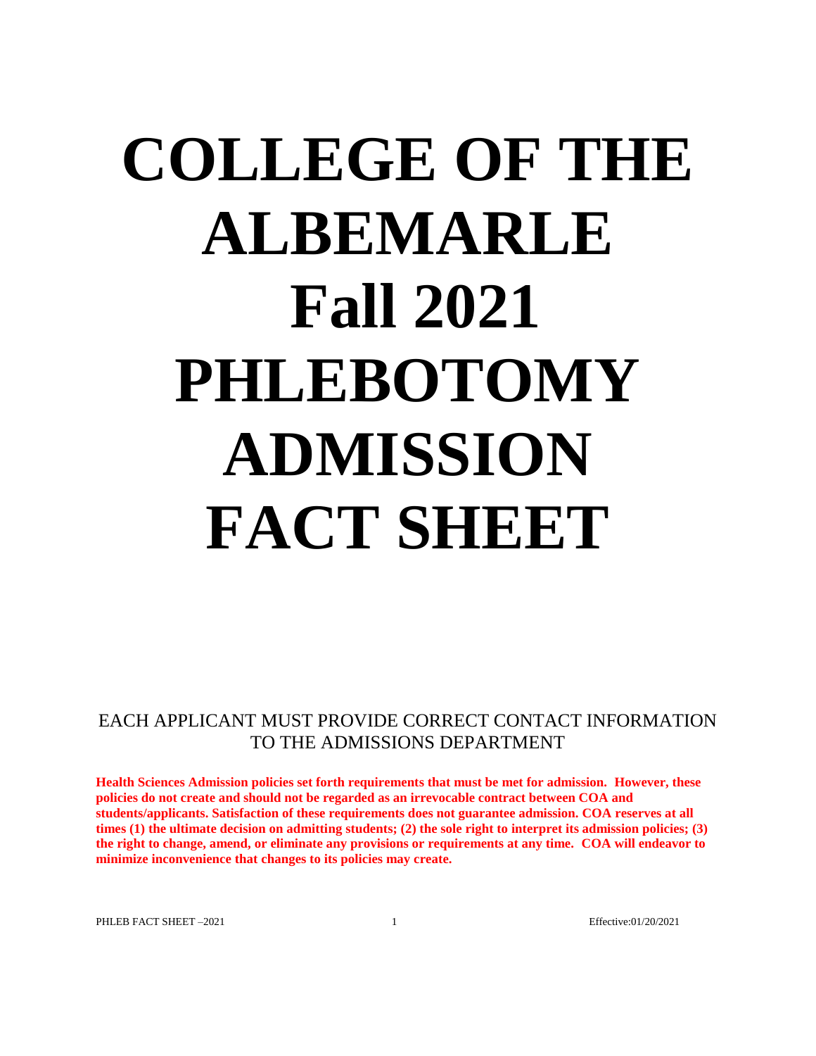# COLLEGE OF THE ALBEMARLE Fall 2021 PHLEBOTOMY ADMISSION FACT SHEET

EACH APPLICANT MUST PROVIDE CORRECT CONTACT INFORMATION TO THE ADMISSIONS DEPARTMENT

**Health Sciences Admission policies set forth requirements that must be met for admission. However, these policies do not create and should not be regarded as an irrevocable contract between COA and students/applicants. Satisfaction of these requirements does not guarantee admission. COA reserves at all times (1) the ultimate decision on admitting students; (2) the sole right to interpret its admission policies; (3) the right to change, amend, or eliminate any provisions or requirements at any time. COA will endeavor to minimize inconvenience that changes to its policies may create.**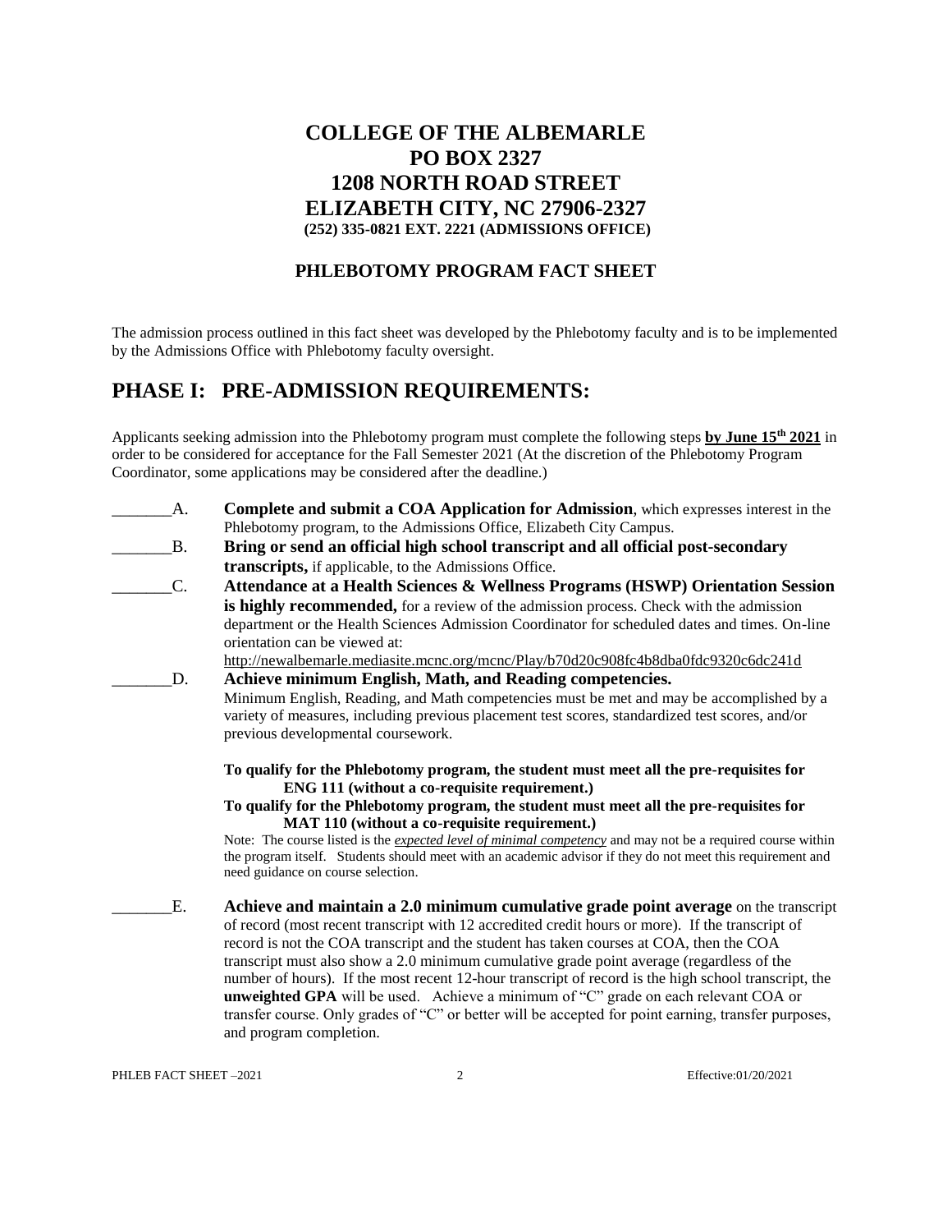# COLLEGE OF THE ALBEMARLE
# PO BOX 2327
# 1208 NORTH ROAD STREET
# ELIZABETH CITY, NC 27906-2327
**(252) 335-0821 EXT. 2221 (ADMISSIONS OFFICE)**

### PHLEBOTOMY PROGRAM FACT SHEET

The admission process outlined in this fact sheet was developed by the Phlebotomy faculty and is to be implemented by the Admissions Office with Phlebotomy faculty oversight.

## PHASE I: PRE-ADMISSION REQUIREMENTS:

Applicants seeking admission into the Phlebotomy program must complete the following steps **by June 15th 2021** in order to be considered for acceptance for the Fall Semester 2021 (At the discretion of the Phlebotomy Program Coordinator, some applications may be considered after the deadline.)

_______A. **Complete and submit a COA Application for Admission**, which expresses interest in the Phlebotomy program, to the Admissions Office, Elizabeth City Campus.

_______B. **Bring or send an official high school transcript and all official post-secondary transcripts,** if applicable, to the Admissions Office.

_______C. **Attendance at a Health Sciences & Wellness Programs (HSWP) Orientation Session is highly recommended,** for a review of the admission process. Check with the admission department or the Health Sciences Admission Coordinator for scheduled dates and times. On-line orientation can be viewed at: http://newalbemarle.mediasite.mcnc.org/mcnc/Play/b70d20c908fc4b8dba0fdc9320c6dc241d

_______D. **Achieve minimum English, Math, and Reading competencies.**
Minimum English, Reading, and Math competencies must be met and may be accomplished by a variety of measures, including previous placement test scores, standardized test scores, and/or previous developmental coursework.

**To qualify for the Phlebotomy program, the student must meet all the pre-requisites for ENG 111 (without a co-requisite requirement.)**
**To qualify for the Phlebotomy program, the student must meet all the pre-requisites for MAT 110 (without a co-requisite requirement.)**

Note: The course listed is the ***expected level of minimal competency*** and may not be a required course within the program itself. Students should meet with an academic advisor if they do not meet this requirement and need guidance on course selection.

_______E. **Achieve and maintain a 2.0 minimum cumulative grade point average** on the transcript of record (most recent transcript with 12 accredited credit hours or more). If the transcript of record is not the COA transcript and the student has taken courses at COA, then the COA transcript must also show a 2.0 minimum cumulative grade point average (regardless of the number of hours). If the most recent 12-hour transcript of record is the high school transcript, the **unweighted GPA** will be used. Achieve a minimum of "C" grade on each relevant COA or transfer course. Only grades of "C" or better will be accepted for point earning, transfer purposes, and program completion.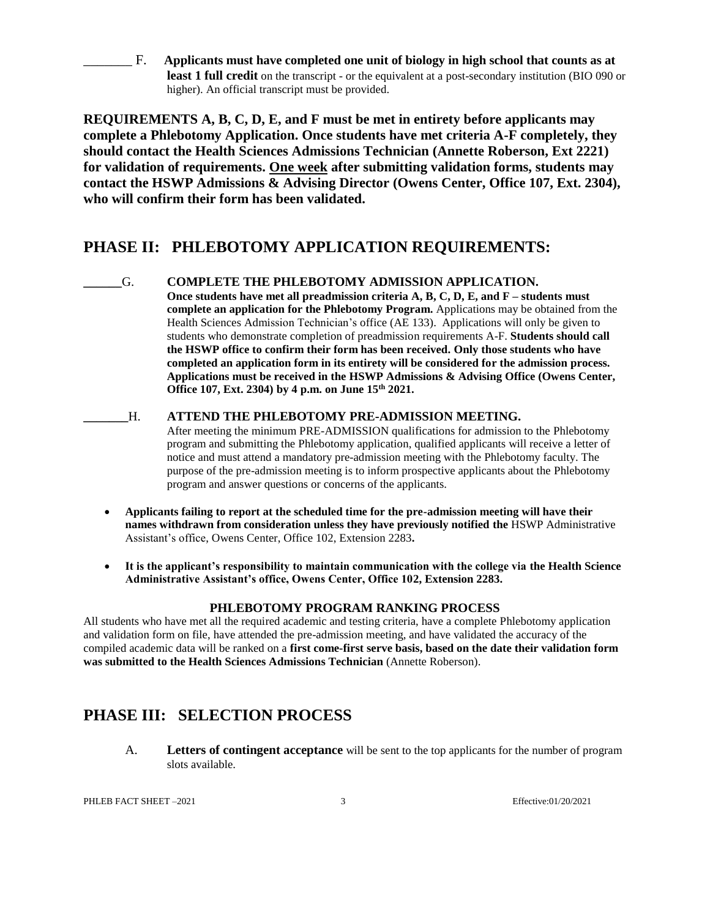_______ F. **Applicants must have completed one unit of biology in high school that counts as at least 1 full credit** on the transcript - or the equivalent at a post-secondary institution (BIO 090 or higher). An official transcript must be provided.

**REQUIREMENTS A, B, C, D, E, and F must be met in entirety before applicants may complete a Phlebotomy Application. Once students have met criteria A-F completely, they should contact the Health Sciences Admissions Technician (Annette Roberson, Ext 2221) for validation of requirements. <u>One week</u> after submitting validation forms, students may contact the HSWP Admissions & Advising Director (Owens Center, Office 107, Ext. 2304), who will confirm their form has been validated.**

## PHASE II: PHLEBOTOMY APPLICATION REQUIREMENTS:

______G. **COMPLETE THE PHLEBOTOMY ADMISSION APPLICATION.**
**Once students have met all preadmission criteria A, B, C, D, E, and F – students must complete an application for the Phlebotomy Program.** Applications may be obtained from the Health Sciences Admission Technician's office (AE 133). Applications will only be given to students who demonstrate completion of preadmission requirements A-F. **Students should call the HSWP office to confirm their form has been received. Only those students who have completed an application form in its entirety will be considered for the admission process. Applications must be received in the HSWP Admissions & Advising Office (Owens Center, Office 107, Ext. 2304) by 4 p.m. on June 15th 2021.**

_______H. **ATTEND THE PHLEBOTOMY PRE-ADMISSION MEETING.**
After meeting the minimum PRE-ADMISSION qualifications for admission to the Phlebotomy program and submitting the Phlebotomy application, qualified applicants will receive a letter of notice and must attend a mandatory pre-admission meeting with the Phlebotomy faculty. The purpose of the pre-admission meeting is to inform prospective applicants about the Phlebotomy program and answer questions or concerns of the applicants.

- **Applicants failing to report at the scheduled time for the pre-admission meeting will have their names withdrawn from consideration unless they have previously notified the** HSWP Administrative Assistant's office, Owens Center, Office 102, Extension 2283**.**
- **It is the applicant's responsibility to maintain communication with the college via the Health Science Administrative Assistant's office, Owens Center, Office 102, Extension 2283.**

### PHLEBOTOMY PROGRAM RANKING PROCESS

All students who have met all the required academic and testing criteria, have a complete Phlebotomy application and validation form on file, have attended the pre-admission meeting, and have validated the accuracy of the compiled academic data will be ranked on a **first come-first serve basis, based on the date their validation form was submitted to the Health Sciences Admissions Technician** (Annette Roberson).

## PHASE III: SELECTION PROCESS

A. **Letters of contingent acceptance** will be sent to the top applicants for the number of program slots available.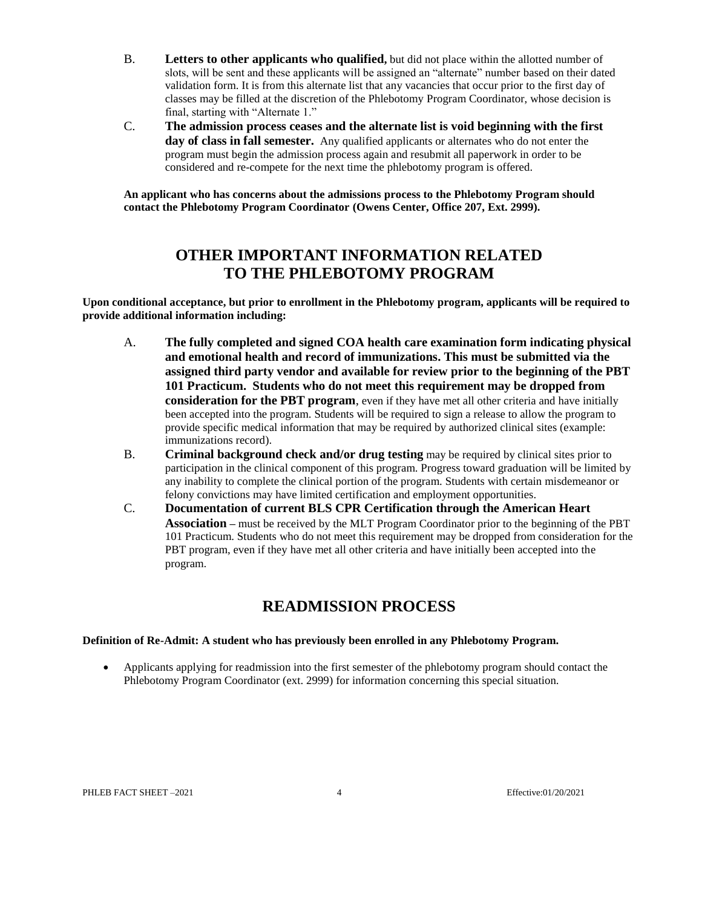B. **Letters to other applicants who qualified,** but did not place within the allotted number of slots, will be sent and these applicants will be assigned an "alternate" number based on their dated validation form. It is from this alternate list that any vacancies that occur prior to the first day of classes may be filled at the discretion of the Phlebotomy Program Coordinator, whose decision is final, starting with "Alternate 1."

C. **The admission process ceases and the alternate list is void beginning with the first day of class in fall semester.** Any qualified applicants or alternates who do not enter the program must begin the admission process again and resubmit all paperwork in order to be considered and re-compete for the next time the phlebotomy program is offered.

**An applicant who has concerns about the admissions process to the Phlebotomy Program should contact the Phlebotomy Program Coordinator (Owens Center, Office 207, Ext. 2999).**

## OTHER IMPORTANT INFORMATION RELATED TO THE PHLEBOTOMY PROGRAM

**Upon conditional acceptance, but prior to enrollment in the Phlebotomy program, applicants will be required to provide additional information including:**

A. **The fully completed and signed COA health care examination form indicating physical and emotional health and record of immunizations. This must be submitted via the assigned third party vendor and available for review prior to the beginning of the PBT 101 Practicum. Students who do not meet this requirement may be dropped from consideration for the PBT program**, even if they have met all other criteria and have initially been accepted into the program. Students will be required to sign a release to allow the program to provide specific medical information that may be required by authorized clinical sites (example: immunizations record).

B. **Criminal background check and/or drug testing** may be required by clinical sites prior to participation in the clinical component of this program. Progress toward graduation will be limited by any inability to complete the clinical portion of the program. Students with certain misdemeanor or felony convictions may have limited certification and employment opportunities.

C. **Documentation of current BLS CPR Certification through the American Heart Association –** must be received by the MLT Program Coordinator prior to the beginning of the PBT 101 Practicum. Students who do not meet this requirement may be dropped from consideration for the PBT program, even if they have met all other criteria and have initially been accepted into the program.

## READMISSION PROCESS

**Definition of Re-Admit: A student who has previously been enrolled in any Phlebotomy Program.**

- Applicants applying for readmission into the first semester of the phlebotomy program should contact the Phlebotomy Program Coordinator (ext. 2999) for information concerning this special situation.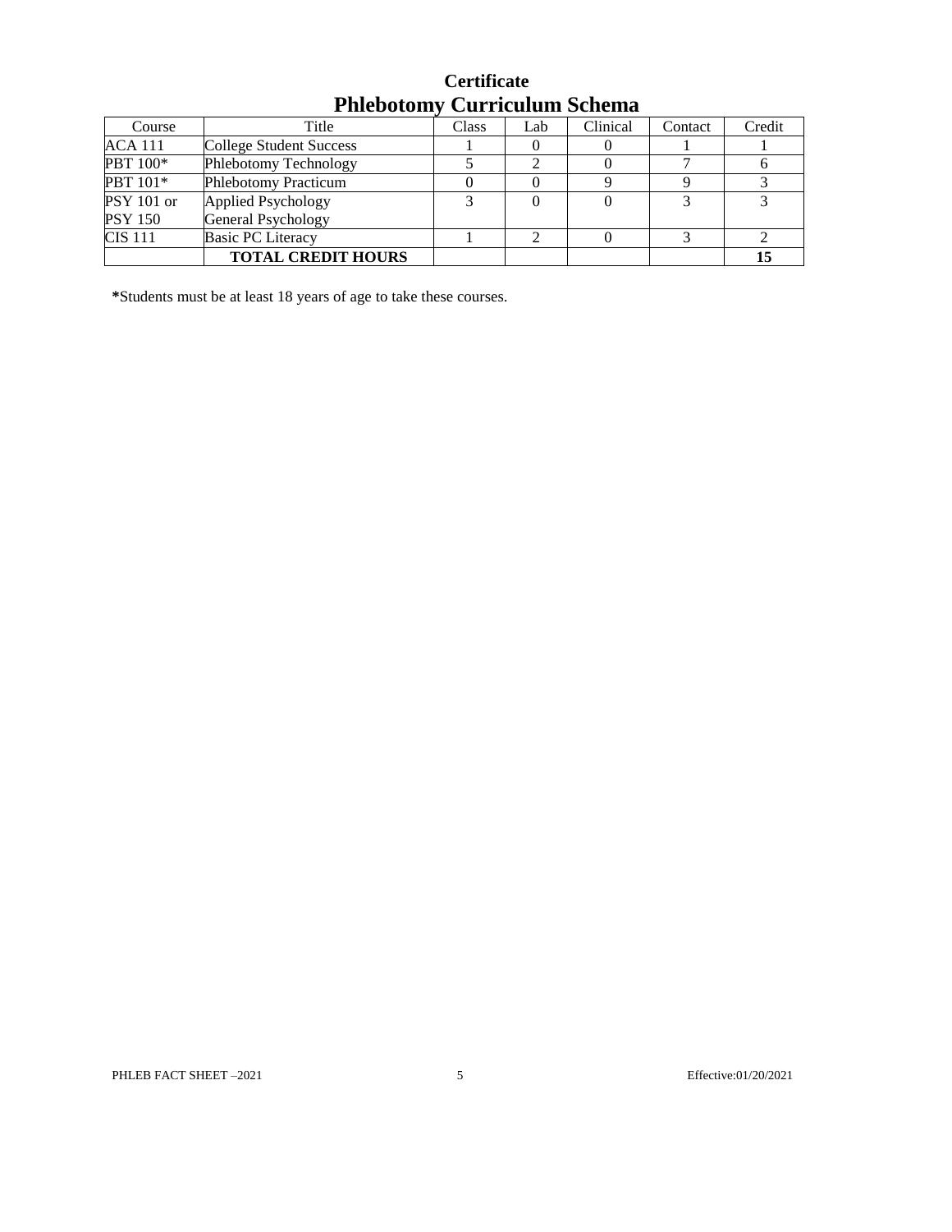# Certificate
# Phlebotomy Curriculum Schema

| Course | Title | Class | Lab | Clinical | Contact | Credit |
|---|---|---|---|---|---|---|
| ACA 111 | College Student Success | 1 | 0 | 0 | 1 | 1 |
| PBT 100* | Phlebotomy Technology | 5 | 2 | 0 | 7 | 6 |
| PBT 101* | Phlebotomy Practicum | 0 | 0 | 9 | 9 | 3 |
| PSY 101 or PSY 150 | Applied Psychology General Psychology | 3 | 0 | 0 | 3 | 3 |
| CIS 111 | Basic PC Literacy | 1 | 2 | 0 | 3 | 2 |
| | **TOTAL CREDIT HOURS** | | | | | **15** |

**\***Students must be at least 18 years of age to take these courses.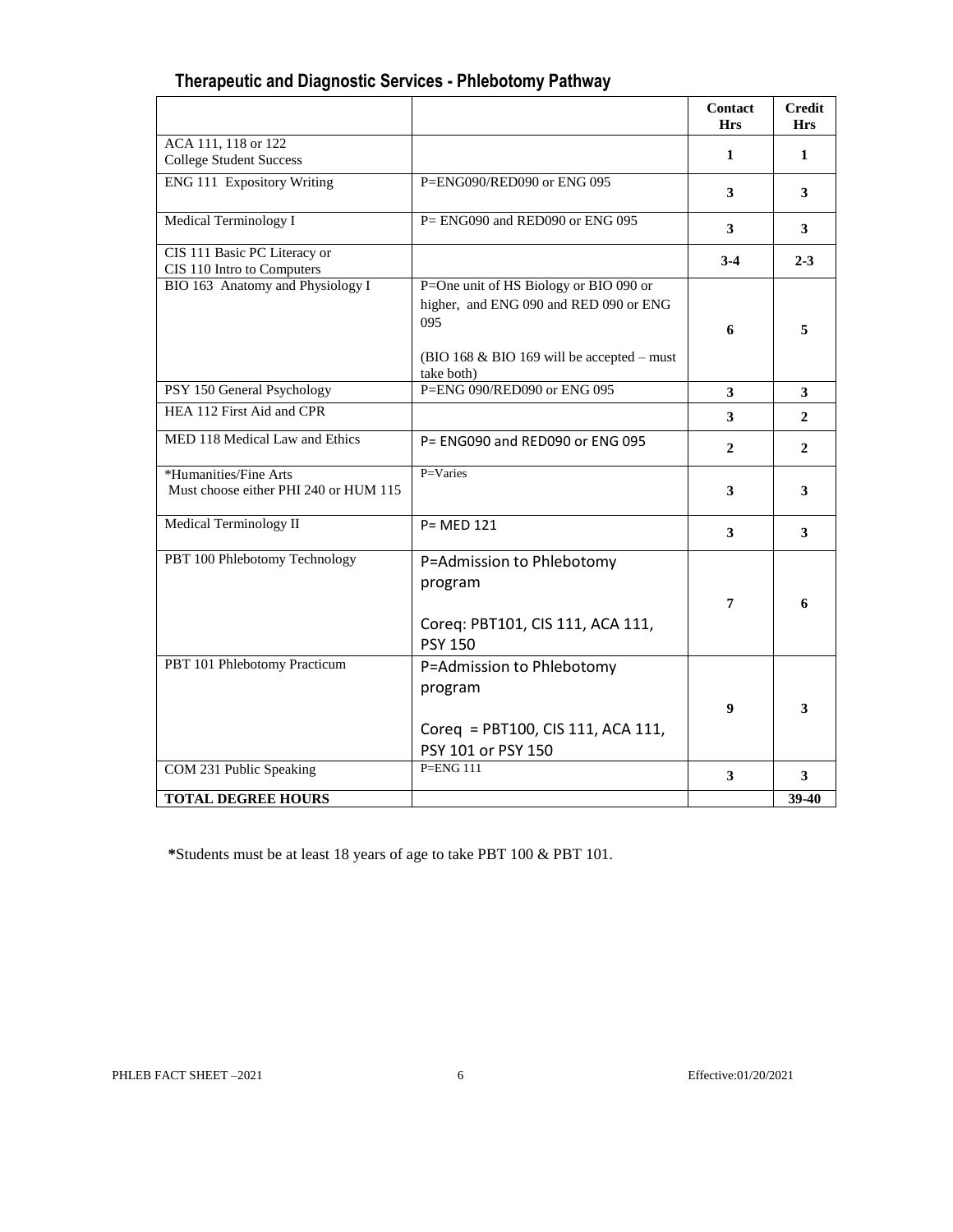## Therapeutic and Diagnostic Services - Phlebotomy Pathway

| | | Contact Hrs | Credit Hrs |
|---|---|---|---|
| ACA 111, 118 or 122<br>College Student Success | | 1 | 1 |
| ENG 111 Expository Writing | P=ENG090/RED090 or ENG 095 | 3 | 3 |
| Medical Terminology I | P= ENG090 and RED090 or ENG 095 | 3 | 3 |
| CIS 111 Basic PC Literacy or<br>CIS 110 Intro to Computers | | 3-4 | 2-3 |
| BIO 163 Anatomy and Physiology I | P=One unit of HS Biology or BIO 090 or higher, and ENG 090 and RED 090 or ENG 095<br><br>(BIO 168 & BIO 169 will be accepted – must take both) | 6 | 5 |
| PSY 150 General Psychology | P=ENG 090/RED090 or ENG 095 | 3 | 3 |
| HEA 112 First Aid and CPR | | 3 | 2 |
| MED 118 Medical Law and Ethics | P= ENG090 and RED090 or ENG 095 | 2 | 2 |
| *Humanities/Fine Arts<br>Must choose either PHI 240 or HUM 115 | P=Varies | 3 | 3 |
| Medical Terminology II | P= MED 121 | 3 | 3 |
| PBT 100 Phlebotomy Technology | P=Admission to Phlebotomy program<br><br>Coreq: PBT101, CIS 111, ACA 111, PSY 150 | 7 | 6 |
| PBT 101 Phlebotomy Practicum | P=Admission to Phlebotomy program<br><br>Coreq = PBT100, CIS 111, ACA 111, PSY 101 or PSY 150 | 9 | 3 |
| COM 231 Public Speaking | P=ENG 111 | 3 | 3 |
| **TOTAL DEGREE HOURS** | | | 39-40 |

**\***Students must be at least 18 years of age to take PBT 100 & PBT 101.